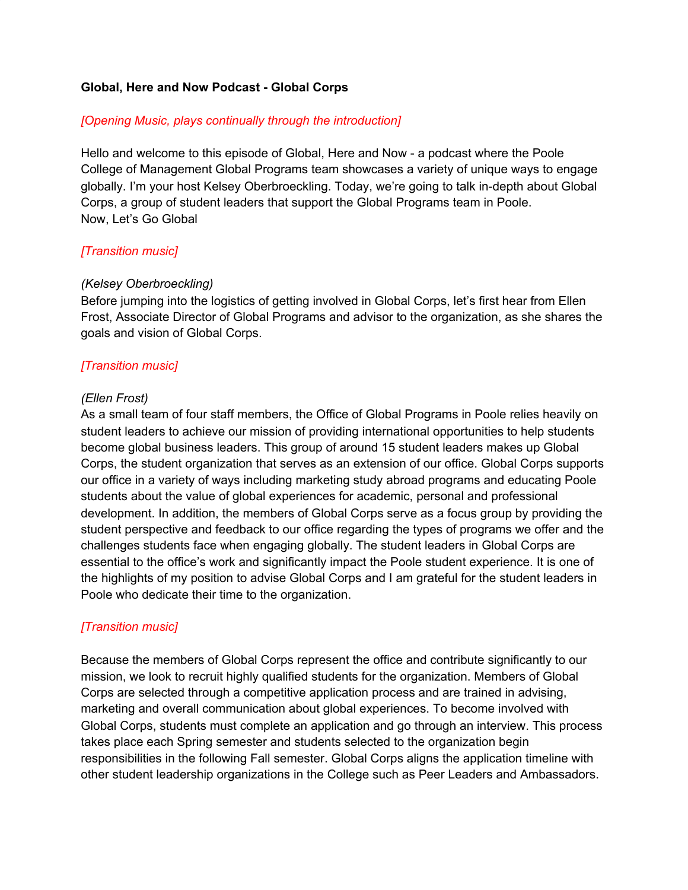**Global, Here and Now Podcast - Global Corps**

*[Opening Music, plays continually through the introduction]*

Hello and welcome to this episode of Global, Here and Now - a podcast where the Poole College of Management Global Programs team showcases a variety of unique ways to engage globally. I'm your host Kelsey Oberbroeckling. Today, we're going to talk in-depth about Global Corps, a group of student leaders that support the Global Programs team in Poole.
Now, Let's Go Global

*[Transition music]*

*(Kelsey Oberbroeckling)*
Before jumping into the logistics of getting involved in Global Corps, let's first hear from Ellen Frost, Associate Director of Global Programs and advisor to the organization, as she shares the goals and vision of Global Corps.

*[Transition music]*

*(Ellen Frost)*
As a small team of four staff members, the Office of Global Programs in Poole relies heavily on student leaders to achieve our mission of providing international opportunities to help students become global business leaders. This group of around 15 student leaders makes up Global Corps, the student organization that serves as an extension of our office. Global Corps supports our office in a variety of ways including marketing study abroad programs and educating Poole students about the value of global experiences for academic, personal and professional development. In addition, the members of Global Corps serve as a focus group by providing the student perspective and feedback to our office regarding the types of programs we offer and the challenges students face when engaging globally. The student leaders in Global Corps are essential to the office's work and significantly impact the Poole student experience. It is one of the highlights of my position to advise Global Corps and I am grateful for the student leaders in Poole who dedicate their time to the organization.

*[Transition music]*

Because the members of Global Corps represent the office and contribute significantly to our mission, we look to recruit highly qualified students for the organization. Members of Global Corps are selected through a competitive application process and are trained in advising, marketing and overall communication about global experiences. To become involved with Global Corps, students must complete an application and go through an interview. This process takes place each Spring semester and students selected to the organization begin responsibilities in the following Fall semester. Global Corps aligns the application timeline with other student leadership organizations in the College such as Peer Leaders and Ambassadors.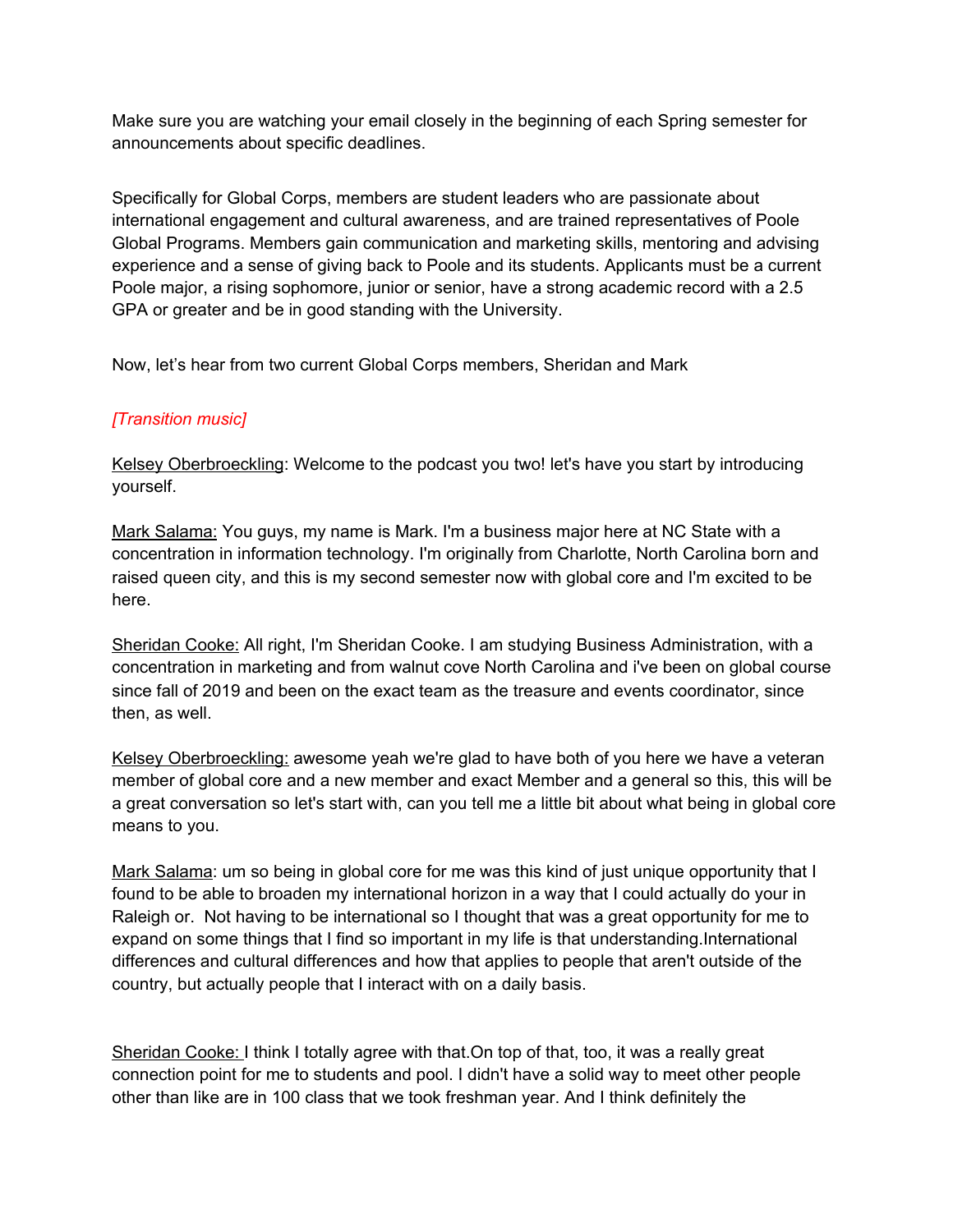Make sure you are watching your email closely in the beginning of each Spring semester for announcements about specific deadlines.

Specifically for Global Corps, members are student leaders who are passionate about international engagement and cultural awareness, and are trained representatives of Poole Global Programs. Members gain communication and marketing skills, mentoring and advising experience and a sense of giving back to Poole and its students. Applicants must be a current Poole major, a rising sophomore, junior or senior, have a strong academic record with a 2.5 GPA or greater and be in good standing with the University.

Now, let's hear from two current Global Corps members, Sheridan and Mark

*[Transition music]*

<u>Kelsey Oberbroeckling</u>: Welcome to the podcast you two! let's have you start by introducing yourself.

<u>Mark Salama:</u> You guys, my name is Mark. I'm a business major here at NC State with a concentration in information technology. I'm originally from Charlotte, North Carolina born and raised queen city, and this is my second semester now with global core and I'm excited to be here.

<u>Sheridan Cooke:</u> All right, I'm Sheridan Cooke. I am studying Business Administration, with a concentration in marketing and from walnut cove North Carolina and i've been on global course since fall of 2019 and been on the exact team as the treasure and events coordinator, since then, as well.

<u>Kelsey Oberbroeckling:</u> awesome yeah we're glad to have both of you here we have a veteran member of global core and a new member and exact Member and a general so this, this will be a great conversation so let's start with, can you tell me a little bit about what being in global core means to you.

<u>Mark Salama</u>: um so being in global core for me was this kind of just unique opportunity that I found to be able to broaden my international horizon in a way that I could actually do your in Raleigh or.  Not having to be international so I thought that was a great opportunity for me to expand on some things that I find so important in my life is that understanding.International differences and cultural differences and how that applies to people that aren't outside of the country, but actually people that I interact with on a daily basis.

<u>Sheridan Cooke:</u> I think I totally agree with that.On top of that, too, it was a really great connection point for me to students and pool. I didn't have a solid way to meet other people other than like are in 100 class that we took freshman year. And I think definitely the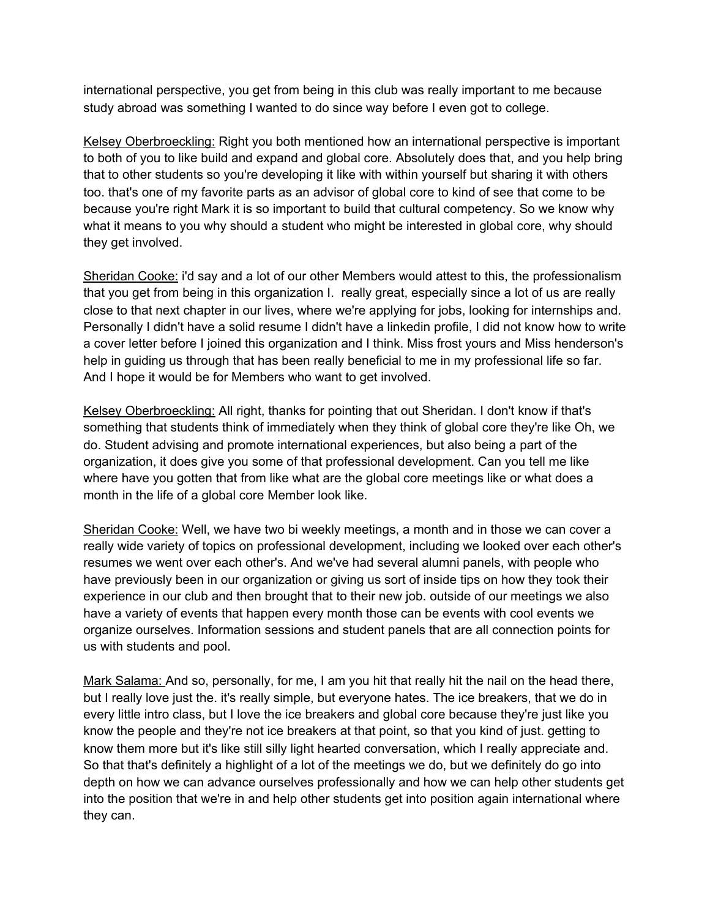international perspective, you get from being in this club was really important to me because study abroad was something I wanted to do since way before I even got to college.

Kelsey Oberbroeckling: Right you both mentioned how an international perspective is important to both of you to like build and expand and global core. Absolutely does that, and you help bring that to other students so you're developing it like with within yourself but sharing it with others too. that's one of my favorite parts as an advisor of global core to kind of see that come to be because you're right Mark it is so important to build that cultural competency. So we know why what it means to you why should a student who might be interested in global core, why should they get involved.

Sheridan Cooke: i'd say and a lot of our other Members would attest to this, the professionalism that you get from being in this organization I.  really great, especially since a lot of us are really close to that next chapter in our lives, where we're applying for jobs, looking for internships and. Personally I didn't have a solid resume I didn't have a linkedin profile, I did not know how to write a cover letter before I joined this organization and I think. Miss frost yours and Miss henderson's help in guiding us through that has been really beneficial to me in my professional life so far. And I hope it would be for Members who want to get involved.

Kelsey Oberbroeckling: All right, thanks for pointing that out Sheridan. I don't know if that's something that students think of immediately when they think of global core they're like Oh, we do. Student advising and promote international experiences, but also being a part of the organization, it does give you some of that professional development. Can you tell me like where have you gotten that from like what are the global core meetings like or what does a month in the life of a global core Member look like.

Sheridan Cooke: Well, we have two bi weekly meetings, a month and in those we can cover a really wide variety of topics on professional development, including we looked over each other's resumes we went over each other's. And we've had several alumni panels, with people who have previously been in our organization or giving us sort of inside tips on how they took their experience in our club and then brought that to their new job. outside of our meetings we also have a variety of events that happen every month those can be events with cool events we organize ourselves. Information sessions and student panels that are all connection points for us with students and pool.

Mark Salama: And so, personally, for me, I am you hit that really hit the nail on the head there, but I really love just the. it's really simple, but everyone hates. The ice breakers, that we do in every little intro class, but I love the ice breakers and global core because they're just like you know the people and they're not ice breakers at that point, so that you kind of just. getting to know them more but it's like still silly light hearted conversation, which I really appreciate and. So that that's definitely a highlight of a lot of the meetings we do, but we definitely do go into depth on how we can advance ourselves professionally and how we can help other students get into the position that we're in and help other students get into position again international where they can.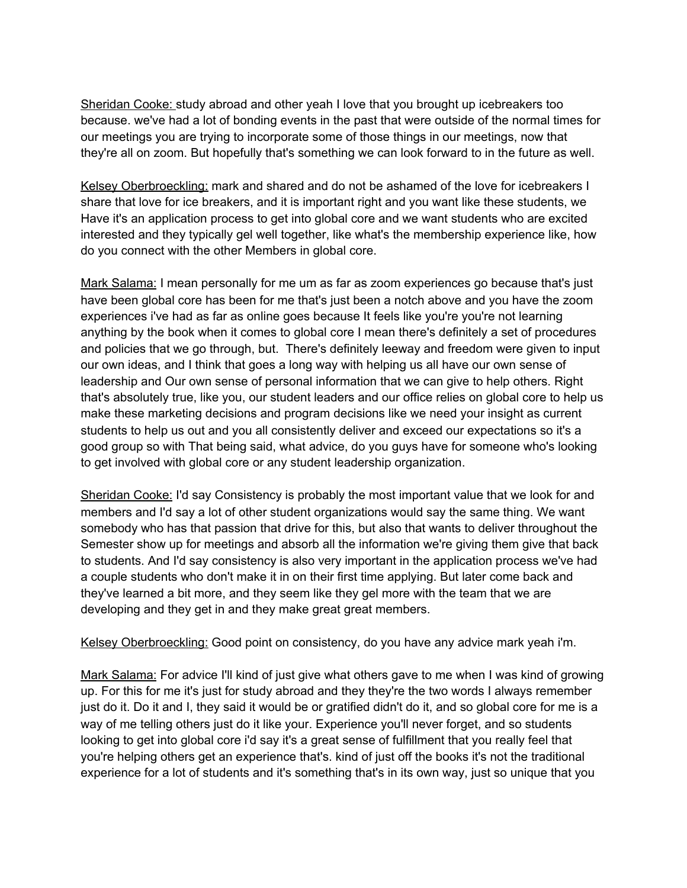Sheridan Cooke: study abroad and other yeah I love that you brought up icebreakers too because. we've had a lot of bonding events in the past that were outside of the normal times for our meetings you are trying to incorporate some of those things in our meetings, now that they're all on zoom. But hopefully that's something we can look forward to in the future as well.

Kelsey Oberbroeckling: mark and shared and do not be ashamed of the love for icebreakers I share that love for ice breakers, and it is important right and you want like these students, we Have it's an application process to get into global core and we want students who are excited interested and they typically gel well together, like what's the membership experience like, how do you connect with the other Members in global core.

Mark Salama: I mean personally for me um as far as zoom experiences go because that's just have been global core has been for me that's just been a notch above and you have the zoom experiences i've had as far as online goes because It feels like you're you're not learning anything by the book when it comes to global core I mean there's definitely a set of procedures and policies that we go through, but. There's definitely leeway and freedom were given to input our own ideas, and I think that goes a long way with helping us all have our own sense of leadership and Our own sense of personal information that we can give to help others. Right that's absolutely true, like you, our student leaders and our office relies on global core to help us make these marketing decisions and program decisions like we need your insight as current students to help us out and you all consistently deliver and exceed our expectations so it's a good group so with That being said, what advice, do you guys have for someone who's looking to get involved with global core or any student leadership organization.

Sheridan Cooke: I'd say Consistency is probably the most important value that we look for and members and I'd say a lot of other student organizations would say the same thing. We want somebody who has that passion that drive for this, but also that wants to deliver throughout the Semester show up for meetings and absorb all the information we're giving them give that back to students. And I'd say consistency is also very important in the application process we've had a couple students who don't make it in on their first time applying. But later come back and they've learned a bit more, and they seem like they gel more with the team that we are developing and they get in and they make great great members.

Kelsey Oberbroeckling: Good point on consistency, do you have any advice mark yeah i'm.

Mark Salama: For advice I'll kind of just give what others gave to me when I was kind of growing up. For this for me it's just for study abroad and they they're the two words I always remember just do it. Do it and I, they said it would be or gratified didn't do it, and so global core for me is a way of me telling others just do it like your. Experience you'll never forget, and so students looking to get into global core i'd say it's a great sense of fulfillment that you really feel that you're helping others get an experience that's. kind of just off the books it's not the traditional experience for a lot of students and it's something that's in its own way, just so unique that you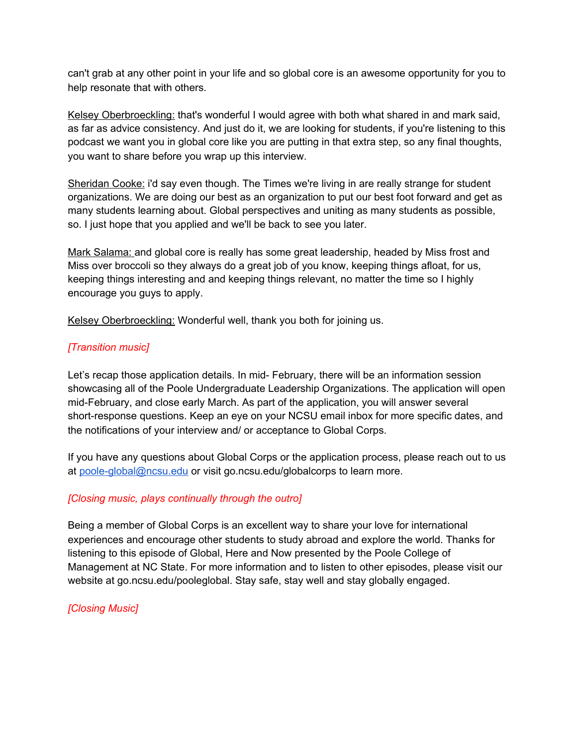can't grab at any other point in your life and so global core is an awesome opportunity for you to help resonate that with others.

Kelsey Oberbroeckling: that's wonderful I would agree with both what shared in and mark said, as far as advice consistency. And just do it, we are looking for students, if you're listening to this podcast we want you in global core like you are putting in that extra step, so any final thoughts, you want to share before you wrap up this interview.

Sheridan Cooke: i'd say even though. The Times we're living in are really strange for student organizations. We are doing our best as an organization to put our best foot forward and get as many students learning about. Global perspectives and uniting as many students as possible, so. I just hope that you applied and we'll be back to see you later.

Mark Salama: and global core is really has some great leadership, headed by Miss frost and Miss over broccoli so they always do a great job of you know, keeping things afloat, for us, keeping things interesting and and keeping things relevant, no matter the time so I highly encourage you guys to apply.

Kelsey Oberbroeckling: Wonderful well, thank you both for joining us.

*[Transition music]*

Let's recap those application details. In mid- February, there will be an information session showcasing all of the Poole Undergraduate Leadership Organizations. The application will open mid-February, and close early March. As part of the application, you will answer several short-response questions. Keep an eye on your NCSU email inbox for more specific dates, and the notifications of your interview and/ or acceptance to Global Corps.

If you have any questions about Global Corps or the application process, please reach out to us at poole-global@ncsu.edu or visit go.ncsu.edu/globalcorps to learn more.

*[Closing music, plays continually through the outro]*

Being a member of Global Corps is an excellent way to share your love for international experiences and encourage other students to study abroad and explore the world. Thanks for listening to this episode of Global, Here and Now presented by the Poole College of Management at NC State. For more information and to listen to other episodes, please visit our website at go.ncsu.edu/pooleglobal. Stay safe, stay well and stay globally engaged.

*[Closing Music]*